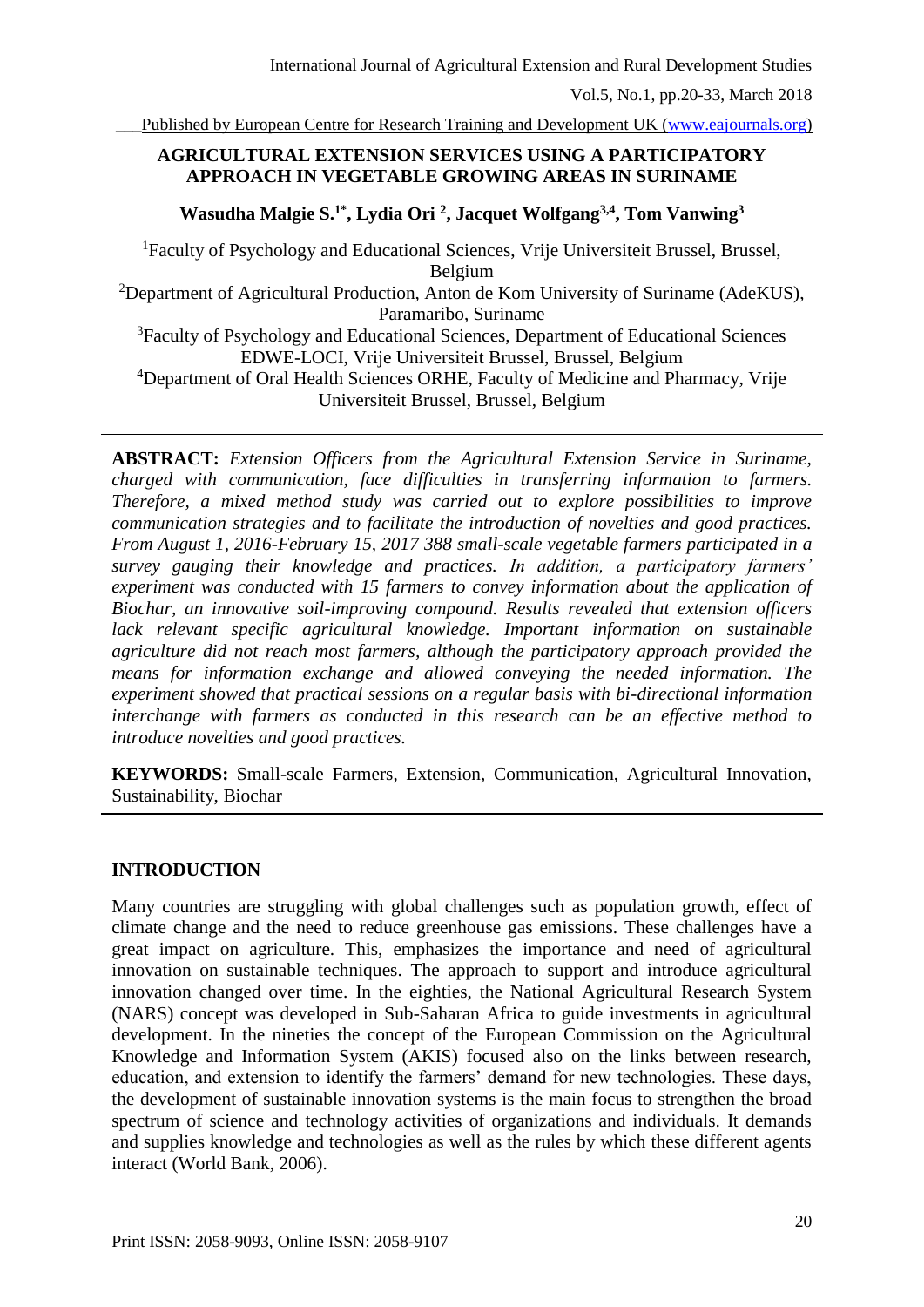# AGRICULTURAL EXTENSION SERVICES USING A PARTICIPATORY APPROACH IN VEGETABLE GROWING AREAS IN SURINAME

**Wasudha Malgie S.[1*], Lydia Ori [2], Jacquet Wolfgang[3,4], Tom Vanwing[3]**

[1]Faculty of Psychology and Educational Sciences, Vrije Universiteit Brussel, Brussel, Belgium

[2]Department of Agricultural Production, Anton de Kom University of Suriname (AdeKUS), Paramaribo, Suriname

[3]Faculty of Psychology and Educational Sciences, Department of Educational Sciences EDWE-LOCI, Vrije Universiteit Brussel, Brussel, Belgium

[4]Department of Oral Health Sciences ORHE, Faculty of Medicine and Pharmacy, Vrije Universiteit Brussel, Brussel, Belgium

---

**ABSTRACT:** *Extension Officers from the Agricultural Extension Service in Suriname, charged with communication, face difficulties in transferring information to farmers. Therefore, a mixed method study was carried out to explore possibilities to improve communication strategies and to facilitate the introduction of novelties and good practices. From August 1, 2016-February 15, 2017 388 small-scale vegetable farmers participated in a survey gauging their knowledge and practices. In addition, a participatory farmers' experiment was conducted with 15 farmers to convey information about the application of Biochar, an innovative soil-improving compound. Results revealed that extension officers lack relevant specific agricultural knowledge. Important information on sustainable agriculture did not reach most farmers, although the participatory approach provided the means for information exchange and allowed conveying the needed information. The experiment showed that practical sessions on a regular basis with bi-directional information interchange with farmers as conducted in this research can be an effective method to introduce novelties and good practices.*

**KEYWORDS:** Small-scale Farmers, Extension, Communication, Agricultural Innovation, Sustainability, Biochar

---

## INTRODUCTION

Many countries are struggling with global challenges such as population growth, effect of climate change and the need to reduce greenhouse gas emissions. These challenges have a great impact on agriculture. This, emphasizes the importance and need of agricultural innovation on sustainable techniques. The approach to support and introduce agricultural innovation changed over time. In the eighties, the National Agricultural Research System (NARS) concept was developed in Sub-Saharan Africa to guide investments in agricultural development. In the nineties the concept of the European Commission on the Agricultural Knowledge and Information System (AKIS) focused also on the links between research, education, and extension to identify the farmers' demand for new technologies. These days, the development of sustainable innovation systems is the main focus to strengthen the broad spectrum of science and technology activities of organizations and individuals. It demands and supplies knowledge and technologies as well as the rules by which these different agents interact (World Bank, 2006).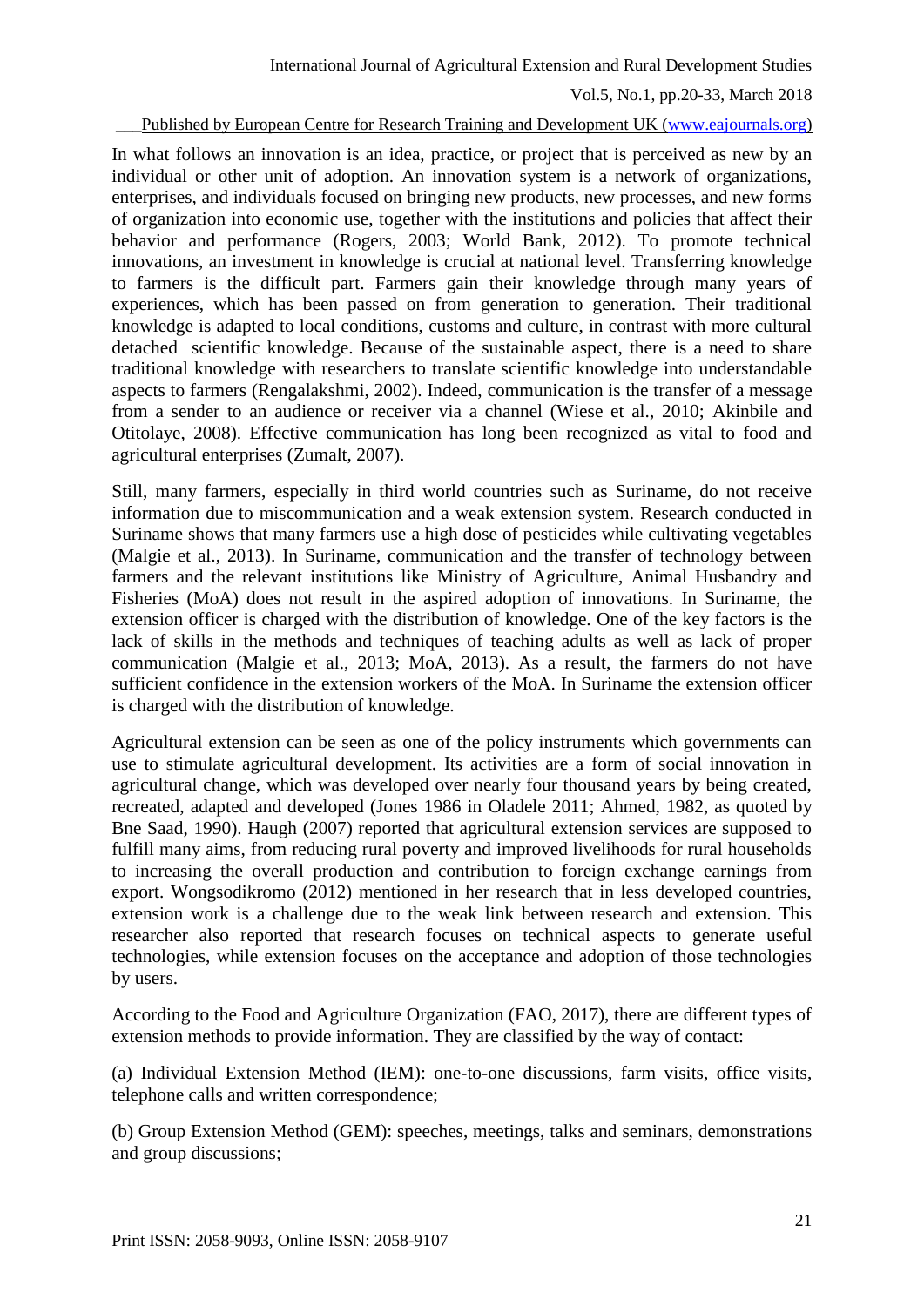In what follows an innovation is an idea, practice, or project that is perceived as new by an individual or other unit of adoption. An innovation system is a network of organizations, enterprises, and individuals focused on bringing new products, new processes, and new forms of organization into economic use, together with the institutions and policies that affect their behavior and performance (Rogers, 2003; World Bank, 2012). To promote technical innovations, an investment in knowledge is crucial at national level. Transferring knowledge to farmers is the difficult part. Farmers gain their knowledge through many years of experiences, which has been passed on from generation to generation. Their traditional knowledge is adapted to local conditions, customs and culture, in contrast with more cultural detached scientific knowledge. Because of the sustainable aspect, there is a need to share traditional knowledge with researchers to translate scientific knowledge into understandable aspects to farmers (Rengalakshmi, 2002). Indeed, communication is the transfer of a message from a sender to an audience or receiver via a channel (Wiese et al., 2010; Akinbile and Otitolaye, 2008). Effective communication has long been recognized as vital to food and agricultural enterprises (Zumalt, 2007).

Still, many farmers, especially in third world countries such as Suriname, do not receive information due to miscommunication and a weak extension system. Research conducted in Suriname shows that many farmers use a high dose of pesticides while cultivating vegetables (Malgie et al., 2013). In Suriname, communication and the transfer of technology between farmers and the relevant institutions like Ministry of Agriculture, Animal Husbandry and Fisheries (MoA) does not result in the aspired adoption of innovations. In Suriname, the extension officer is charged with the distribution of knowledge. One of the key factors is the lack of skills in the methods and techniques of teaching adults as well as lack of proper communication (Malgie et al., 2013; MoA, 2013). As a result, the farmers do not have sufficient confidence in the extension workers of the MoA. In Suriname the extension officer is charged with the distribution of knowledge.

Agricultural extension can be seen as one of the policy instruments which governments can use to stimulate agricultural development. Its activities are a form of social innovation in agricultural change, which was developed over nearly four thousand years by being created, recreated, adapted and developed (Jones 1986 in Oladele 2011; Ahmed, 1982, as quoted by Bne Saad, 1990). Haugh (2007) reported that agricultural extension services are supposed to fulfill many aims, from reducing rural poverty and improved livelihoods for rural households to increasing the overall production and contribution to foreign exchange earnings from export. Wongsodikromo (2012) mentioned in her research that in less developed countries, extension work is a challenge due to the weak link between research and extension. This researcher also reported that research focuses on technical aspects to generate useful technologies, while extension focuses on the acceptance and adoption of those technologies by users.

According to the Food and Agriculture Organization (FAO, 2017), there are different types of extension methods to provide information. They are classified by the way of contact:

(a) Individual Extension Method (IEM): one-to-one discussions, farm visits, office visits, telephone calls and written correspondence;

(b) Group Extension Method (GEM): speeches, meetings, talks and seminars, demonstrations and group discussions;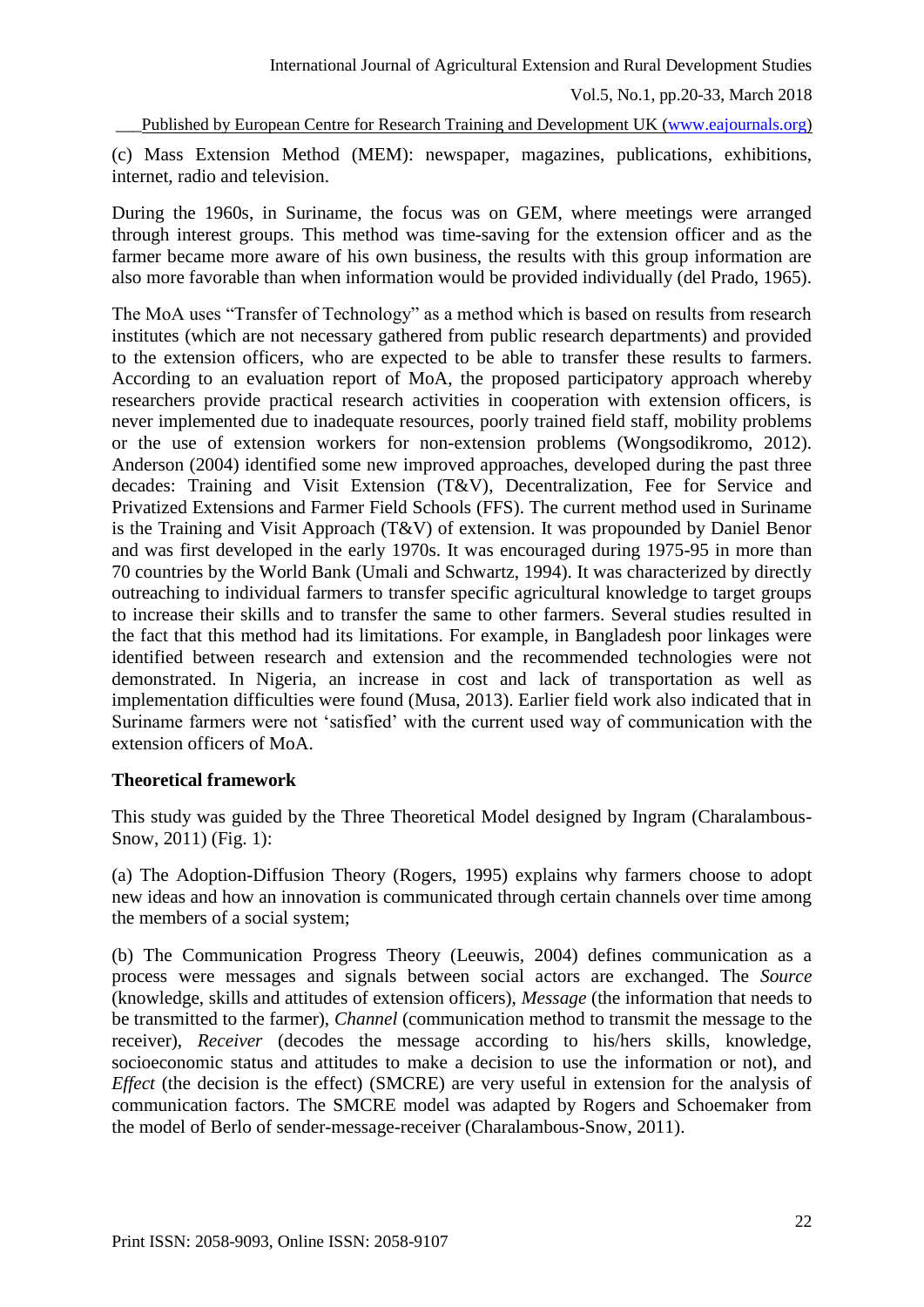(c) Mass Extension Method (MEM): newspaper, magazines, publications, exhibitions, internet, radio and television.

During the 1960s, in Suriname, the focus was on GEM, where meetings were arranged through interest groups. This method was time-saving for the extension officer and as the farmer became more aware of his own business, the results with this group information are also more favorable than when information would be provided individually (del Prado, 1965).

The MoA uses "Transfer of Technology" as a method which is based on results from research institutes (which are not necessary gathered from public research departments) and provided to the extension officers, who are expected to be able to transfer these results to farmers. According to an evaluation report of MoA, the proposed participatory approach whereby researchers provide practical research activities in cooperation with extension officers, is never implemented due to inadequate resources, poorly trained field staff, mobility problems or the use of extension workers for non-extension problems (Wongsodikromo, 2012). Anderson (2004) identified some new improved approaches, developed during the past three decades: Training and Visit Extension (T&V), Decentralization, Fee for Service and Privatized Extensions and Farmer Field Schools (FFS). The current method used in Suriname is the Training and Visit Approach (T&V) of extension. It was propounded by Daniel Benor and was first developed in the early 1970s. It was encouraged during 1975-95 in more than 70 countries by the World Bank (Umali and Schwartz, 1994). It was characterized by directly outreaching to individual farmers to transfer specific agricultural knowledge to target groups to increase their skills and to transfer the same to other farmers. Several studies resulted in the fact that this method had its limitations. For example, in Bangladesh poor linkages were identified between research and extension and the recommended technologies were not demonstrated. In Nigeria, an increase in cost and lack of transportation as well as implementation difficulties were found (Musa, 2013). Earlier field work also indicated that in Suriname farmers were not 'satisfied' with the current used way of communication with the extension officers of MoA.

**Theoretical framework**

This study was guided by the Three Theoretical Model designed by Ingram (Charalambous-Snow, 2011) (Fig. 1):

(a) The Adoption-Diffusion Theory (Rogers, 1995) explains why farmers choose to adopt new ideas and how an innovation is communicated through certain channels over time among the members of a social system;

(b) The Communication Progress Theory (Leeuwis, 2004) defines communication as a process were messages and signals between social actors are exchanged. The *Source* (knowledge, skills and attitudes of extension officers), *Message* (the information that needs to be transmitted to the farmer), *Channel* (communication method to transmit the message to the receiver), *Receiver* (decodes the message according to his/hers skills, knowledge, socioeconomic status and attitudes to make a decision to use the information or not), and *Effect* (the decision is the effect) (SMCRE) are very useful in extension for the analysis of communication factors. The SMCRE model was adapted by Rogers and Schoemaker from the model of Berlo of sender-message-receiver (Charalambous-Snow, 2011).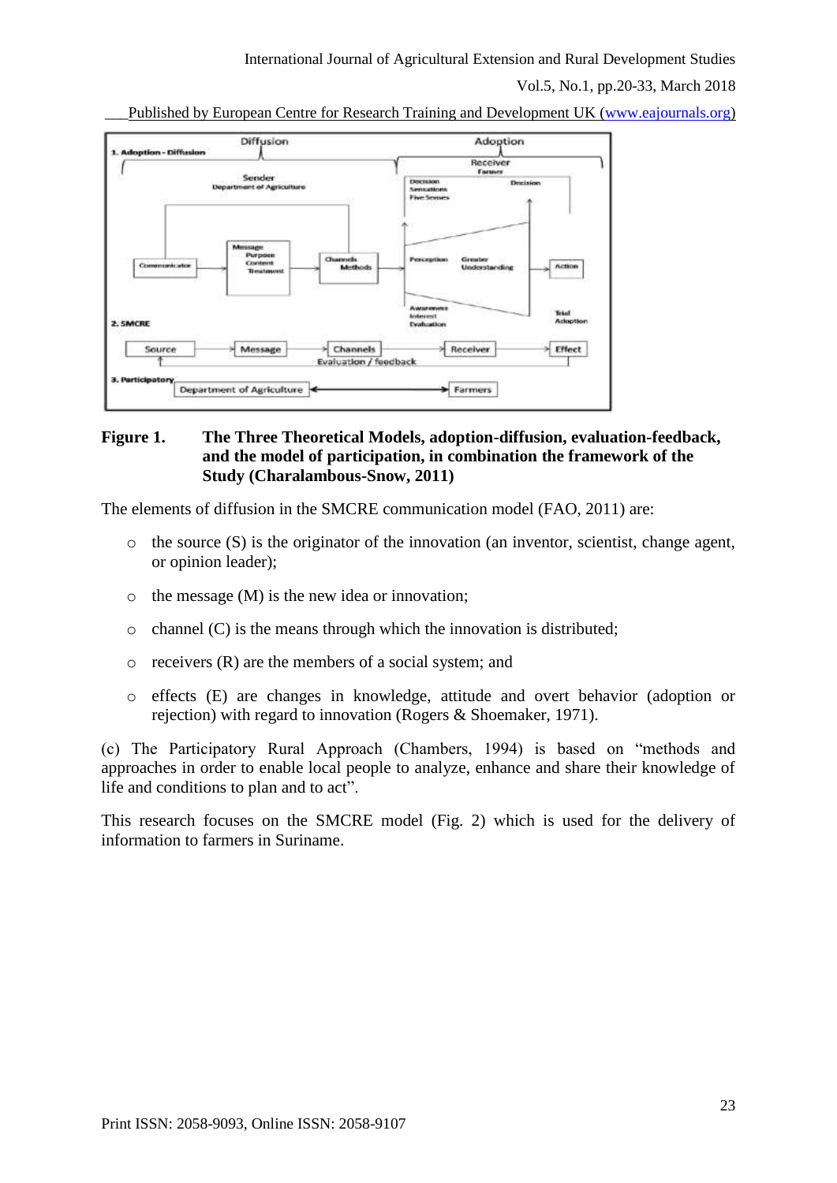**Figure 1. The Three Theoretical Models, adoption-diffusion, evaluation-feedback, and the model of participation, in combination the framework of the Study (Charalambous-Snow, 2011)**

The elements of diffusion in the SMCRE communication model (FAO, 2011) are:

- the source (S) is the originator of the innovation (an inventor, scientist, change agent, or opinion leader);
- the message (M) is the new idea or innovation;
- channel (C) is the means through which the innovation is distributed;
- receivers (R) are the members of a social system; and
- effects (E) are changes in knowledge, attitude and overt behavior (adoption or rejection) with regard to innovation (Rogers & Shoemaker, 1971).

(c) The Participatory Rural Approach (Chambers, 1994) is based on "methods and approaches in order to enable local people to analyze, enhance and share their knowledge of life and conditions to plan and to act".

This research focuses on the SMCRE model (Fig. 2) which is used for the delivery of information to farmers in Suriname.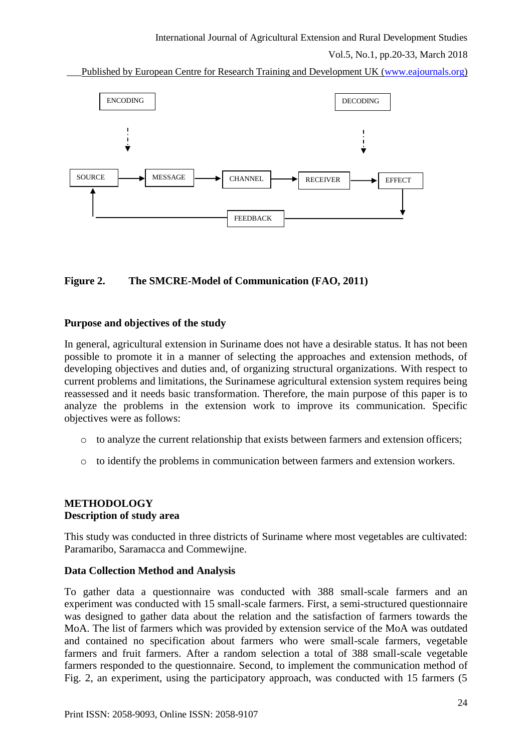ENCODING

DECODING

SOURCE → MESSAGE → CHANNEL → RECEIVER → EFFECT

FEEDBACK

**Figure 2. The SMCRE-Model of Communication (FAO, 2011)**

### Purpose and objectives of the study

In general, agricultural extension in Suriname does not have a desirable status. It has not been possible to promote it in a manner of selecting the approaches and extension methods, of developing objectives and duties and, of organizing structural organizations. With respect to current problems and limitations, the Surinamese agricultural extension system requires being reassessed and it needs basic transformation. Therefore, the main purpose of this paper is to analyze the problems in the extension work to improve its communication. Specific objectives were as follows:

- to analyze the current relationship that exists between farmers and extension officers;
- to identify the problems in communication between farmers and extension workers.

## METHODOLOGY

### Description of study area

This study was conducted in three districts of Suriname where most vegetables are cultivated: Paramaribo, Saramacca and Commewijne.

### Data Collection Method and Analysis

To gather data a questionnaire was conducted with 388 small-scale farmers and an experiment was conducted with 15 small-scale farmers. First, a semi-structured questionnaire was designed to gather data about the relation and the satisfaction of farmers towards the MoA. The list of farmers which was provided by extension service of the MoA was outdated and contained no specification about farmers who were small-scale farmers, vegetable farmers and fruit farmers. After a random selection a total of 388 small-scale vegetable farmers responded to the questionnaire. Second, to implement the communication method of Fig. 2, an experiment, using the participatory approach, was conducted with 15 farmers (5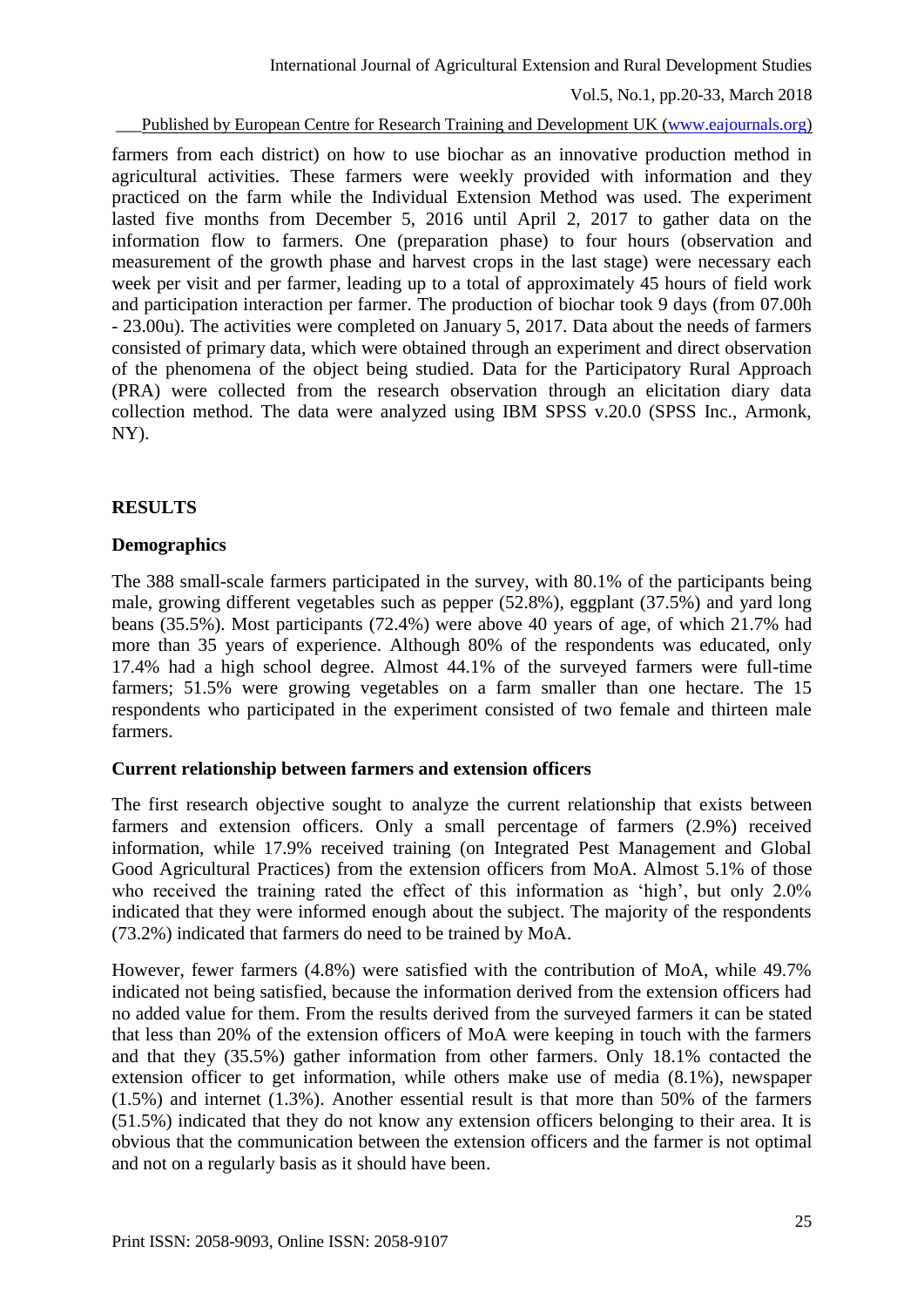farmers from each district) on how to use biochar as an innovative production method in agricultural activities. These farmers were weekly provided with information and they practiced on the farm while the Individual Extension Method was used. The experiment lasted five months from December 5, 2016 until April 2, 2017 to gather data on the information flow to farmers. One (preparation phase) to four hours (observation and measurement of the growth phase and harvest crops in the last stage) were necessary each week per visit and per farmer, leading up to a total of approximately 45 hours of field work and participation interaction per farmer. The production of biochar took 9 days (from 07.00h - 23.00u). The activities were completed on January 5, 2017. Data about the needs of farmers consisted of primary data, which were obtained through an experiment and direct observation of the phenomena of the object being studied. Data for the Participatory Rural Approach (PRA) were collected from the research observation through an elicitation diary data collection method. The data were analyzed using IBM SPSS v.20.0 (SPSS Inc., Armonk, NY).

## RESULTS

### Demographics

The 388 small-scale farmers participated in the survey, with 80.1% of the participants being male, growing different vegetables such as pepper (52.8%), eggplant (37.5%) and yard long beans (35.5%). Most participants (72.4%) were above 40 years of age, of which 21.7% had more than 35 years of experience. Although 80% of the respondents was educated, only 17.4% had a high school degree. Almost 44.1% of the surveyed farmers were full-time farmers; 51.5% were growing vegetables on a farm smaller than one hectare. The 15 respondents who participated in the experiment consisted of two female and thirteen male farmers.

### Current relationship between farmers and extension officers

The first research objective sought to analyze the current relationship that exists between farmers and extension officers. Only a small percentage of farmers (2.9%) received information, while 17.9% received training (on Integrated Pest Management and Global Good Agricultural Practices) from the extension officers from MoA. Almost 5.1% of those who received the training rated the effect of this information as 'high', but only 2.0% indicated that they were informed enough about the subject. The majority of the respondents (73.2%) indicated that farmers do need to be trained by MoA.

However, fewer farmers (4.8%) were satisfied with the contribution of MoA, while 49.7% indicated not being satisfied, because the information derived from the extension officers had no added value for them. From the results derived from the surveyed farmers it can be stated that less than 20% of the extension officers of MoA were keeping in touch with the farmers and that they (35.5%) gather information from other farmers. Only 18.1% contacted the extension officer to get information, while others make use of media (8.1%), newspaper (1.5%) and internet (1.3%). Another essential result is that more than 50% of the farmers (51.5%) indicated that they do not know any extension officers belonging to their area. It is obvious that the communication between the extension officers and the farmer is not optimal and not on a regularly basis as it should have been.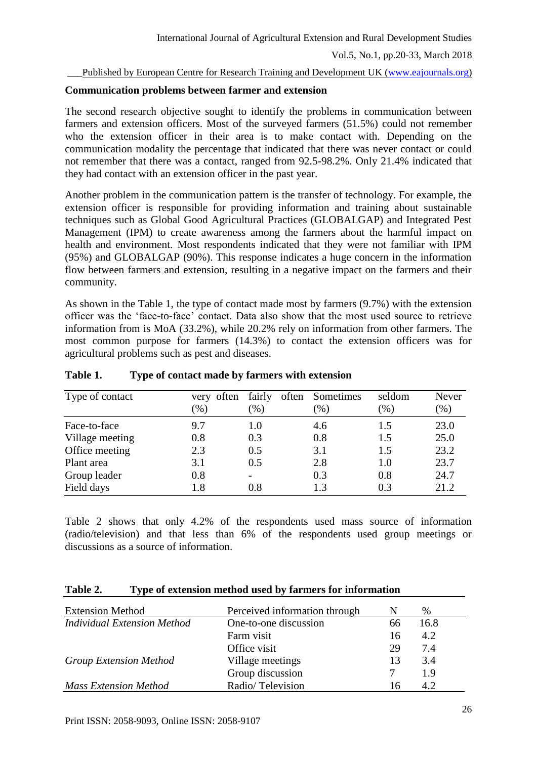**Communication problems between farmer and extension**

The second research objective sought to identify the problems in communication between farmers and extension officers. Most of the surveyed farmers (51.5%) could not remember who the extension officer in their area is to make contact with. Depending on the communication modality the percentage that indicated that there was never contact or could not remember that there was a contact, ranged from 92.5-98.2%. Only 21.4% indicated that they had contact with an extension officer in the past year.

Another problem in the communication pattern is the transfer of technology. For example, the extension officer is responsible for providing information and training about sustainable techniques such as Global Good Agricultural Practices (GLOBALGAP) and Integrated Pest Management (IPM) to create awareness among the farmers about the harmful impact on health and environment. Most respondents indicated that they were not familiar with IPM (95%) and GLOBALGAP (90%). This response indicates a huge concern in the information flow between farmers and extension, resulting in a negative impact on the farmers and their community.

As shown in the Table 1, the type of contact made most by farmers (9.7%) with the extension officer was the 'face-to-face' contact. Data also show that the most used source to retrieve information from is MoA (33.2%), while 20.2% rely on information from other farmers. The most common purpose for farmers (14.3%) to contact the extension officers was for agricultural problems such as pest and diseases.

**Table 1. Type of contact made by farmers with extension**

| Type of contact | very often (%) | fairly often (%) | Sometimes (%) | seldom (%) | Never (%) |
|---|---|---|---|---|---|
| Face-to-face | 9.7 | 1.0 | 4.6 | 1.5 | 23.0 |
| Village meeting | 0.8 | 0.3 | 0.8 | 1.5 | 25.0 |
| Office meeting | 2.3 | 0.5 | 3.1 | 1.5 | 23.2 |
| Plant area | 3.1 | 0.5 | 2.8 | 1.0 | 23.7 |
| Group leader | 0.8 | - | 0.3 | 0.8 | 24.7 |
| Field days | 1.8 | 0.8 | 1.3 | 0.3 | 21.2 |

Table 2 shows that only 4.2% of the respondents used mass source of information (radio/television) and that less than 6% of the respondents used group meetings or discussions as a source of information.

**Table 2. Type of extension method used by farmers for information**

| Extension Method | Perceived information through | N | % |
|---|---|---|---|
| *Individual Extension Method* | One-to-one discussion | 66 | 16.8 |
| | Farm visit | 16 | 4.2 |
| | Office visit | 29 | 7.4 |
| *Group Extension Method* | Village meetings | 13 | 3.4 |
| | Group discussion | 7 | 1.9 |
| *Mass Extension Method* | Radio/ Television | 16 | 4.2 |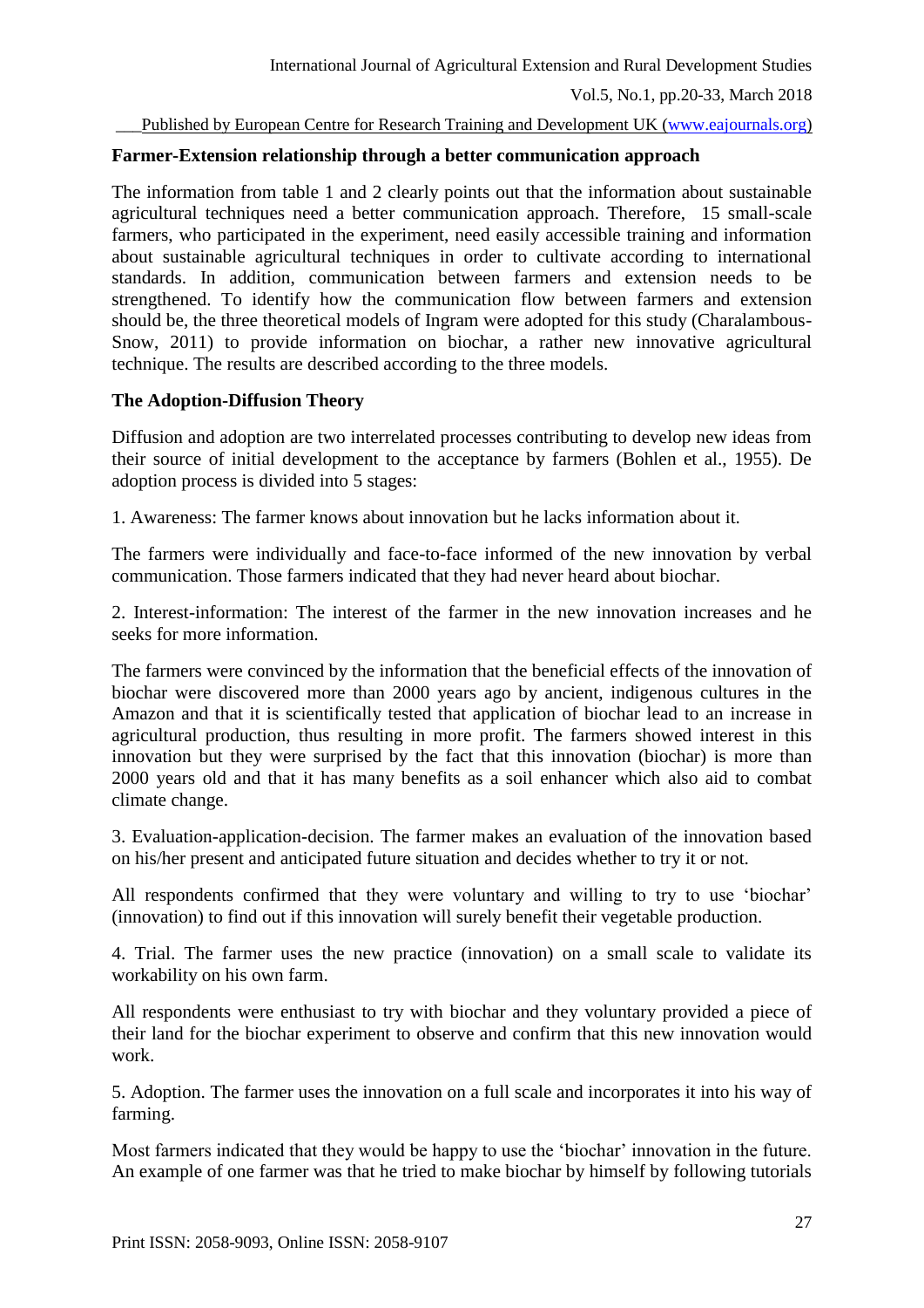### Farmer-Extension relationship through a better communication approach

The information from table 1 and 2 clearly points out that the information about sustainable agricultural techniques need a better communication approach. Therefore, 15 small-scale farmers, who participated in the experiment, need easily accessible training and information about sustainable agricultural techniques in order to cultivate according to international standards. In addition, communication between farmers and extension needs to be strengthened. To identify how the communication flow between farmers and extension should be, the three theoretical models of Ingram were adopted for this study (Charalambous-Snow, 2011) to provide information on biochar, a rather new innovative agricultural technique. The results are described according to the three models.

### The Adoption-Diffusion Theory

Diffusion and adoption are two interrelated processes contributing to develop new ideas from their source of initial development to the acceptance by farmers (Bohlen et al., 1955). De adoption process is divided into 5 stages:

1. Awareness: The farmer knows about innovation but he lacks information about it.

The farmers were individually and face-to-face informed of the new innovation by verbal communication. Those farmers indicated that they had never heard about biochar.

2. Interest-information: The interest of the farmer in the new innovation increases and he seeks for more information.

The farmers were convinced by the information that the beneficial effects of the innovation of biochar were discovered more than 2000 years ago by ancient, indigenous cultures in the Amazon and that it is scientifically tested that application of biochar lead to an increase in agricultural production, thus resulting in more profit. The farmers showed interest in this innovation but they were surprised by the fact that this innovation (biochar) is more than 2000 years old and that it has many benefits as a soil enhancer which also aid to combat climate change.

3. Evaluation-application-decision. The farmer makes an evaluation of the innovation based on his/her present and anticipated future situation and decides whether to try it or not.

All respondents confirmed that they were voluntary and willing to try to use 'biochar' (innovation) to find out if this innovation will surely benefit their vegetable production.

4. Trial. The farmer uses the new practice (innovation) on a small scale to validate its workability on his own farm.

All respondents were enthusiast to try with biochar and they voluntary provided a piece of their land for the biochar experiment to observe and confirm that this new innovation would work.

5. Adoption. The farmer uses the innovation on a full scale and incorporates it into his way of farming.

Most farmers indicated that they would be happy to use the 'biochar' innovation in the future. An example of one farmer was that he tried to make biochar by himself by following tutorials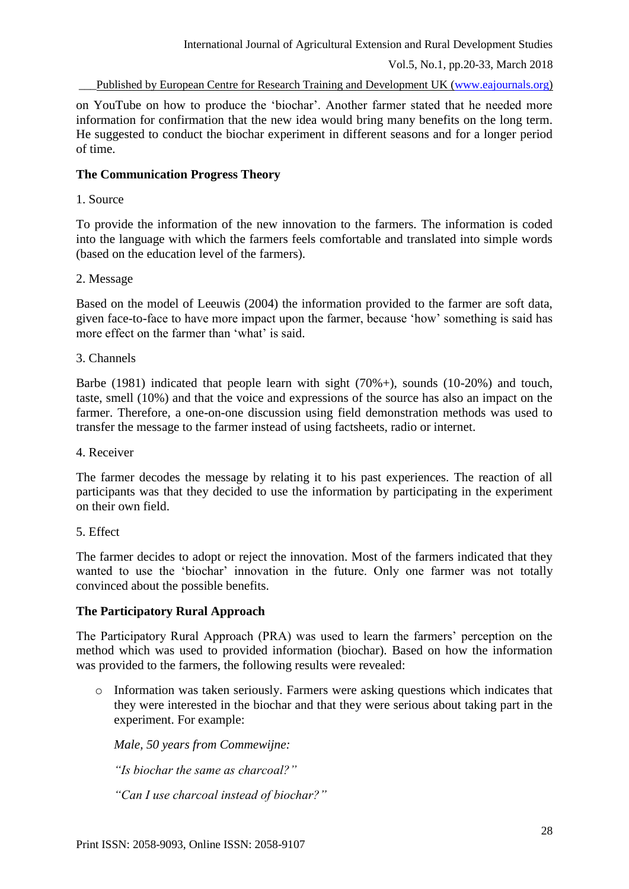on YouTube on how to produce the 'biochar'. Another farmer stated that he needed more information for confirmation that the new idea would bring many benefits on the long term. He suggested to conduct the biochar experiment in different seasons and for a longer period of time.

**The Communication Progress Theory**

1. Source

To provide the information of the new innovation to the farmers. The information is coded into the language with which the farmers feels comfortable and translated into simple words (based on the education level of the farmers).

2. Message

Based on the model of Leeuwis (2004) the information provided to the farmer are soft data, given face-to-face to have more impact upon the farmer, because 'how' something is said has more effect on the farmer than 'what' is said.

3. Channels

Barbe (1981) indicated that people learn with sight (70%+), sounds (10-20%) and touch, taste, smell (10%) and that the voice and expressions of the source has also an impact on the farmer. Therefore, a one-on-one discussion using field demonstration methods was used to transfer the message to the farmer instead of using factsheets, radio or internet.

4. Receiver

The farmer decodes the message by relating it to his past experiences. The reaction of all participants was that they decided to use the information by participating in the experiment on their own field.

5. Effect

The farmer decides to adopt or reject the innovation. Most of the farmers indicated that they wanted to use the 'biochar' innovation in the future. Only one farmer was not totally convinced about the possible benefits.

**The Participatory Rural Approach**

The Participatory Rural Approach (PRA) was used to learn the farmers' perception on the method which was used to provided information (biochar). Based on how the information was provided to the farmers, the following results were revealed:

- Information was taken seriously. Farmers were asking questions which indicates that they were interested in the biochar and that they were serious about taking part in the experiment. For example:

  *Male, 50 years from Commewijne:*

  *"Is biochar the same as charcoal?"*

  *"Can I use charcoal instead of biochar?"*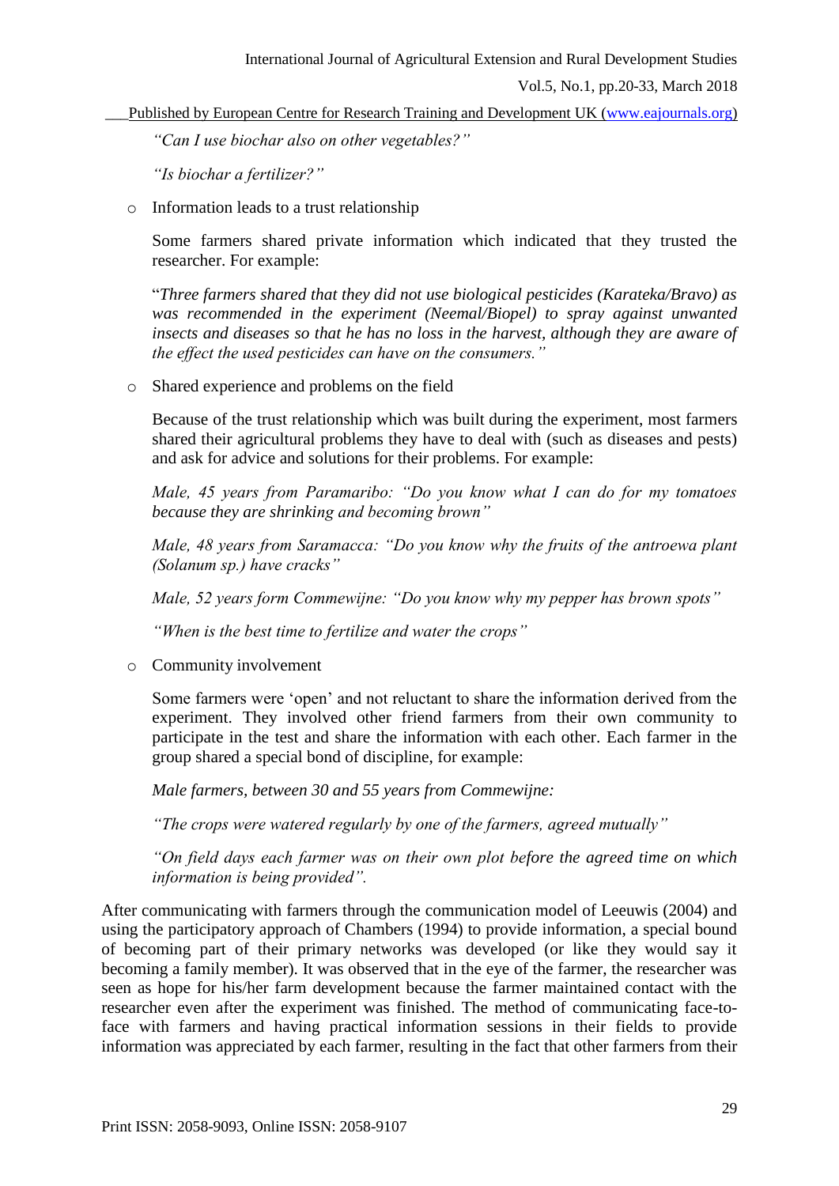*"Can I use biochar also on other vegetables?"*

*"Is biochar a fertilizer?"*

- Information leads to a trust relationship

  Some farmers shared private information which indicated that they trusted the researcher. For example:

  "*Three farmers shared that they did not use biological pesticides (Karateka/Bravo) as was recommended in the experiment (Neemal/Biopel) to spray against unwanted insects and diseases so that he has no loss in the harvest, although they are aware of the effect the used pesticides can have on the consumers."*

- Shared experience and problems on the field

  Because of the trust relationship which was built during the experiment, most farmers shared their agricultural problems they have to deal with (such as diseases and pests) and ask for advice and solutions for their problems. For example:

  *Male, 45 years from Paramaribo: "Do you know what I can do for my tomatoes because they are shrinking and becoming brown"*

  *Male, 48 years from Saramacca: "Do you know why the fruits of the antroewa plant (Solanum sp.) have cracks"*

  *Male, 52 years form Commewijne: "Do you know why my pepper has brown spots"*

  *"When is the best time to fertilize and water the crops"*

- Community involvement

  Some farmers were 'open' and not reluctant to share the information derived from the experiment. They involved other friend farmers from their own community to participate in the test and share the information with each other. Each farmer in the group shared a special bond of discipline, for example:

  *Male farmers, between 30 and 55 years from Commewijne:*

  *"The crops were watered regularly by one of the farmers, agreed mutually"*

  *"On field days each farmer was on their own plot before the agreed time on which information is being provided".*

After communicating with farmers through the communication model of Leeuwis (2004) and using the participatory approach of Chambers (1994) to provide information, a special bound of becoming part of their primary networks was developed (or like they would say it becoming a family member). It was observed that in the eye of the farmer, the researcher was seen as hope for his/her farm development because the farmer maintained contact with the researcher even after the experiment was finished. The method of communicating face-to-face with farmers and having practical information sessions in their fields to provide information was appreciated by each farmer, resulting in the fact that other farmers from their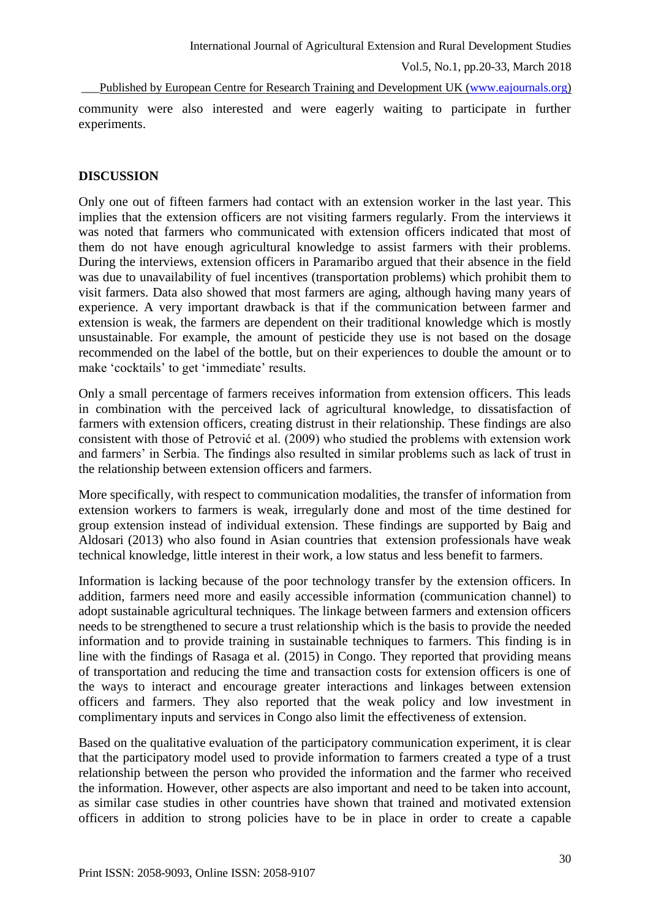community were also interested and were eagerly waiting to participate in further experiments.

## DISCUSSION

Only one out of fifteen farmers had contact with an extension worker in the last year. This implies that the extension officers are not visiting farmers regularly. From the interviews it was noted that farmers who communicated with extension officers indicated that most of them do not have enough agricultural knowledge to assist farmers with their problems. During the interviews, extension officers in Paramaribo argued that their absence in the field was due to unavailability of fuel incentives (transportation problems) which prohibit them to visit farmers. Data also showed that most farmers are aging, although having many years of experience. A very important drawback is that if the communication between farmer and extension is weak, the farmers are dependent on their traditional knowledge which is mostly unsustainable. For example, the amount of pesticide they use is not based on the dosage recommended on the label of the bottle, but on their experiences to double the amount or to make 'cocktails' to get 'immediate' results.

Only a small percentage of farmers receives information from extension officers. This leads in combination with the perceived lack of agricultural knowledge, to dissatisfaction of farmers with extension officers, creating distrust in their relationship. These findings are also consistent with those of Petrović et al. (2009) who studied the problems with extension work and farmers' in Serbia. The findings also resulted in similar problems such as lack of trust in the relationship between extension officers and farmers.

More specifically, with respect to communication modalities, the transfer of information from extension workers to farmers is weak, irregularly done and most of the time destined for group extension instead of individual extension. These findings are supported by Baig and Aldosari (2013) who also found in Asian countries that extension professionals have weak technical knowledge, little interest in their work, a low status and less benefit to farmers.

Information is lacking because of the poor technology transfer by the extension officers. In addition, farmers need more and easily accessible information (communication channel) to adopt sustainable agricultural techniques. The linkage between farmers and extension officers needs to be strengthened to secure a trust relationship which is the basis to provide the needed information and to provide training in sustainable techniques to farmers. This finding is in line with the findings of Rasaga et al. (2015) in Congo. They reported that providing means of transportation and reducing the time and transaction costs for extension officers is one of the ways to interact and encourage greater interactions and linkages between extension officers and farmers. They also reported that the weak policy and low investment in complimentary inputs and services in Congo also limit the effectiveness of extension.

Based on the qualitative evaluation of the participatory communication experiment, it is clear that the participatory model used to provide information to farmers created a type of a trust relationship between the person who provided the information and the farmer who received the information. However, other aspects are also important and need to be taken into account, as similar case studies in other countries have shown that trained and motivated extension officers in addition to strong policies have to be in place in order to create a capable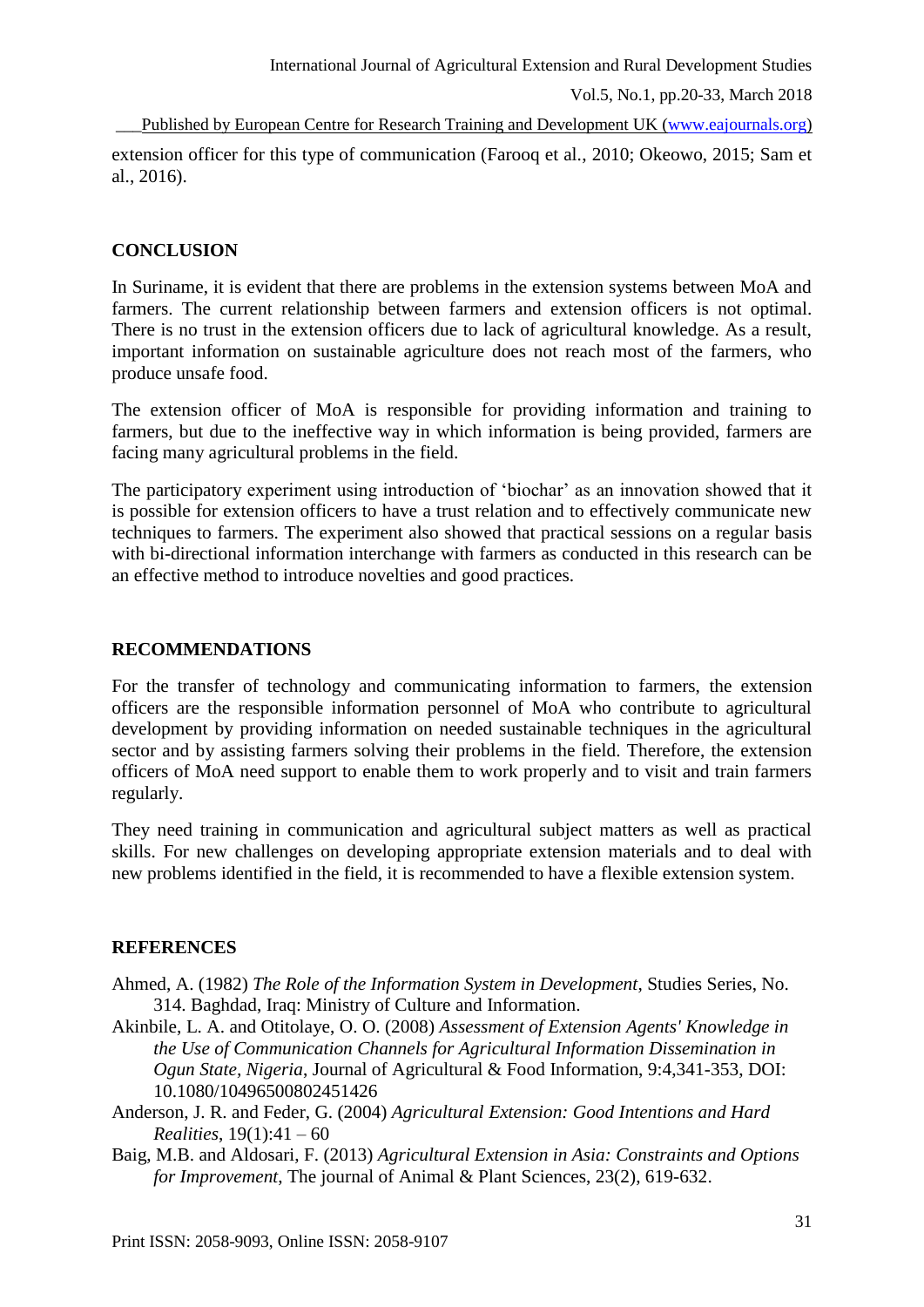extension officer for this type of communication (Farooq et al., 2010; Okeowo, 2015; Sam et al., 2016).

## CONCLUSION

In Suriname, it is evident that there are problems in the extension systems between MoA and farmers. The current relationship between farmers and extension officers is not optimal. There is no trust in the extension officers due to lack of agricultural knowledge. As a result, important information on sustainable agriculture does not reach most of the farmers, who produce unsafe food.

The extension officer of MoA is responsible for providing information and training to farmers, but due to the ineffective way in which information is being provided, farmers are facing many agricultural problems in the field.

The participatory experiment using introduction of 'biochar' as an innovation showed that it is possible for extension officers to have a trust relation and to effectively communicate new techniques to farmers. The experiment also showed that practical sessions on a regular basis with bi-directional information interchange with farmers as conducted in this research can be an effective method to introduce novelties and good practices.

## RECOMMENDATIONS

For the transfer of technology and communicating information to farmers, the extension officers are the responsible information personnel of MoA who contribute to agricultural development by providing information on needed sustainable techniques in the agricultural sector and by assisting farmers solving their problems in the field. Therefore, the extension officers of MoA need support to enable them to work properly and to visit and train farmers regularly.

They need training in communication and agricultural subject matters as well as practical skills. For new challenges on developing appropriate extension materials and to deal with new problems identified in the field, it is recommended to have a flexible extension system.

## REFERENCES

Ahmed, A. (1982) *The Role of the Information System in Development*, Studies Series, No. 314. Baghdad, Iraq: Ministry of Culture and Information.

Akinbile, L. A. and Otitolaye, O. O. (2008) *Assessment of Extension Agents' Knowledge in the Use of Communication Channels for Agricultural Information Dissemination in Ogun State, Nigeria*, Journal of Agricultural & Food Information, 9:4,341-353, DOI: 10.1080/10496500802451426

Anderson, J. R. and Feder, G. (2004) *Agricultural Extension: Good Intentions and Hard Realities*, 19(1):41 – 60

Baig, M.B. and Aldosari, F. (2013) *Agricultural Extension in Asia: Constraints and Options for Improvement*, The journal of Animal & Plant Sciences, 23(2), 619-632.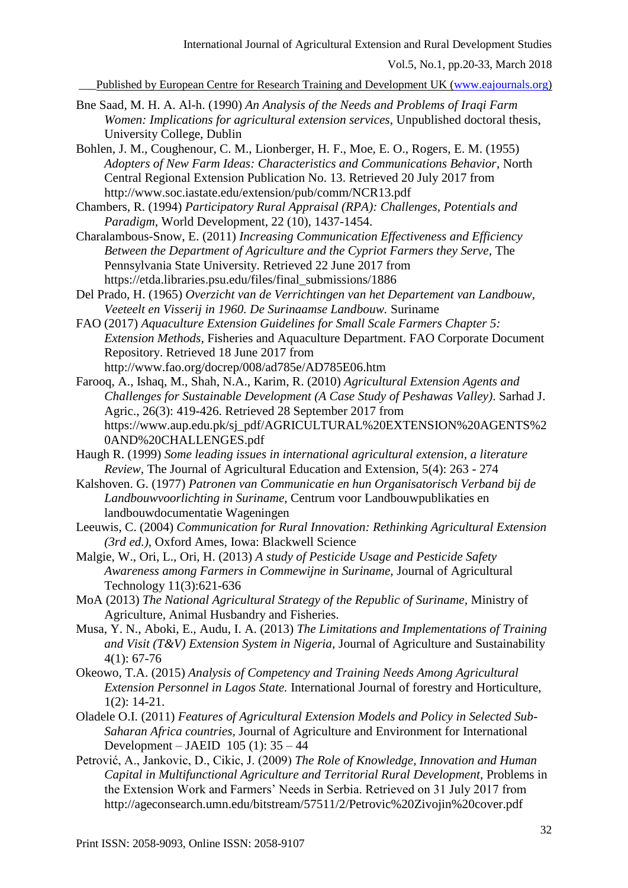Bne Saad, M. H. A. Al-h. (1990) *An Analysis of the Needs and Problems of Iraqi Farm Women: Implications for agricultural extension services*, Unpublished doctoral thesis, University College, Dublin

Bohlen, J. M., Coughenour, C. M., Lionberger, H. F., Moe, E. O., Rogers, E. M. (1955) *Adopters of New Farm Ideas: Characteristics and Communications Behavior*, North Central Regional Extension Publication No. 13. Retrieved 20 July 2017 from http://www.soc.iastate.edu/extension/pub/comm/NCR13.pdf

Chambers, R. (1994) *Participatory Rural Appraisal (RPA): Challenges, Potentials and Paradigm*, World Development, 22 (10), 1437-1454.

Charalambous-Snow, E. (2011) *Increasing Communication Effectiveness and Efficiency Between the Department of Agriculture and the Cypriot Farmers they Serve*, The Pennsylvania State University. Retrieved 22 June 2017 from https://etda.libraries.psu.edu/files/final_submissions/1886

Del Prado, H. (1965) *Overzicht van de Verrichtingen van het Departement van Landbouw, Veeteelt en Visserij in 1960. De Surinaamse Landbouw.* Suriname

FAO (2017) *Aquaculture Extension Guidelines for Small Scale Farmers Chapter 5: Extension Methods*, Fisheries and Aquaculture Department. FAO Corporate Document Repository. Retrieved 18 June 2017 from http://www.fao.org/docrep/008/ad785e/AD785E06.htm

Farooq, A., Ishaq, M., Shah, N.A., Karim, R. (2010) *Agricultural Extension Agents and Challenges for Sustainable Development (A Case Study of Peshawas Valley)*. Sarhad J. Agric., 26(3): 419-426. Retrieved 28 September 2017 from https://www.aup.edu.pk/sj_pdf/AGRICULTURAL%20EXTENSION%20AGENTS%20AND%20CHALLENGES.pdf

Haugh R. (1999) *Some leading issues in international agricultural extension, a literature Review*, The Journal of Agricultural Education and Extension, 5(4): 263 - 274

Kalshoven. G. (1977) *Patronen van Communicatie en hun Organisatorisch Verband bij de Landbouwvoorlichting in Suriname,* Centrum voor Landbouwpublikaties en landbouwdocumentatie Wageningen

Leeuwis, C. (2004) *Communication for Rural Innovation: Rethinking Agricultural Extension (3rd ed.)*, Oxford Ames, Iowa: Blackwell Science

Malgie, W., Ori, L., Ori, H. (2013) *A study of Pesticide Usage and Pesticide Safety Awareness among Farmers in Commewijne in Suriname,* Journal of Agricultural Technology 11(3):621-636

MoA (2013) *The National Agricultural Strategy of the Republic of Suriname*, Ministry of Agriculture, Animal Husbandry and Fisheries.

Musa, Y. N., Aboki, E., Audu, I. A. (2013) *The Limitations and Implementations of Training and Visit (T&V) Extension System in Nigeria*, Journal of Agriculture and Sustainability 4(1): 67-76

Okeowo, T.A. (2015) *Analysis of Competency and Training Needs Among Agricultural Extension Personnel in Lagos State.* International Journal of forestry and Horticulture, 1(2): 14-21.

Oladele O.I. (2011) *Features of Agricultural Extension Models and Policy in Selected Sub-Saharan Africa countries*, Journal of Agriculture and Environment for International Development – JAEID 105 (1): 35 – 44

Petrović, A., Jankovic, D., Cikic, J. (2009) *The Role of Knowledge, Innovation and Human Capital in Multifunctional Agriculture and Territorial Rural Development*, Problems in the Extension Work and Farmers' Needs in Serbia. Retrieved on 31 July 2017 from http://ageconsearch.umn.edu/bitstream/57511/2/Petrovic%20Zivojin%20cover.pdf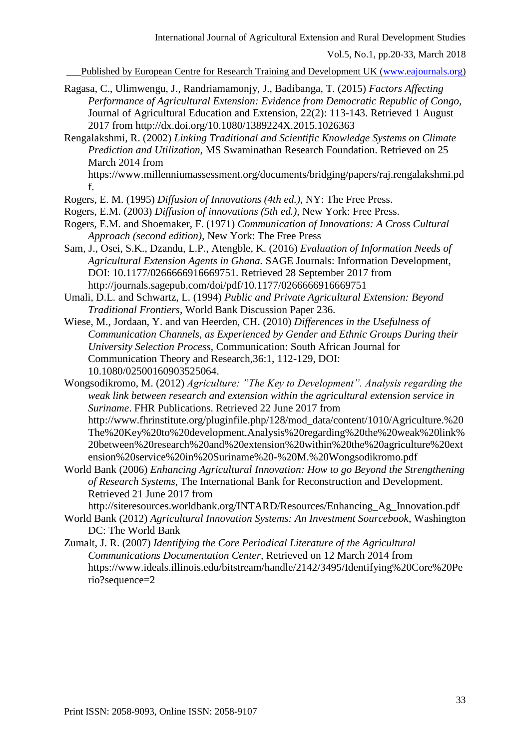Ragasa, C., Ulimwengu, J., Randriamamonjy, J., Badibanga, T. (2015) *Factors Affecting Performance of Agricultural Extension: Evidence from Democratic Republic of Congo,* Journal of Agricultural Education and Extension, 22(2): 113-143. Retrieved 1 August 2017 from http://dx.doi.org/10.1080/1389224X.2015.1026363

Rengalakshmi, R. (2002) *Linking Traditional and Scientific Knowledge Systems on Climate Prediction and Utilization,* MS Swaminathan Research Foundation. Retrieved on 25 March 2014 from https://www.millenniumassessment.org/documents/bridging/papers/raj.rengalakshmi.pdf.

Rogers, E. M. (1995) *Diffusion of Innovations (4th ed.)*, NY: The Free Press.

Rogers, E.M. (2003) *Diffusion of innovations (5th ed.),* New York: Free Press.

Rogers, E.M. and Shoemaker, F. (1971) *Communication of Innovations: A Cross Cultural Approach (second edition),* New York: The Free Press

Sam, J., Osei, S.K., Dzandu, L.P., Atengble, K. (2016) *Evaluation of Information Needs of Agricultural Extension Agents in Ghana.* SAGE Journals: Information Development, DOI: 10.1177/0266666916669751. Retrieved 28 September 2017 from http://journals.sagepub.com/doi/pdf/10.1177/0266666916669751

Umali, D.L. and Schwartz, L. (1994) *Public and Private Agricultural Extension: Beyond Traditional Frontiers,* World Bank Discussion Paper 236.

Wiese, M., Jordaan, Y. and van Heerden, CH. (2010) *Differences in the Usefulness of Communication Channels, as Experienced by Gender and Ethnic Groups During their University Selection Process,* Communication: South African Journal for Communication Theory and Research,36:1, 112-129, DOI: 10.1080/02500160903525064.

Wongsodikromo, M. (2012) *Agriculture: "The Key to Development". Analysis regarding the weak link between research and extension within the agricultural extension service in Suriname*. FHR Publications. Retrieved 22 June 2017 from http://www.fhrinstitute.org/pluginfile.php/128/mod_data/content/1010/Agriculture.%20The%20Key%20to%20development.Analysis%20regarding%20the%20weak%20link%20between%20research%20and%20extension%20within%20the%20agriculture%20extension%20service%20in%20Suriname%20-%20M.%20Wongsodikromo.pdf

World Bank (2006) *Enhancing Agricultural Innovation: How to go Beyond the Strengthening of Research Systems,* The International Bank for Reconstruction and Development. Retrieved 21 June 2017 from http://siteresources.worldbank.org/INTARD/Resources/Enhancing_Ag_Innovation.pdf

World Bank (2012) *Agricultural Innovation Systems: An Investment Sourcebook*, Washington DC: The World Bank

Zumalt, J. R. (2007) *Identifying the Core Periodical Literature of the Agricultural Communications Documentation Center,* Retrieved on 12 March 2014 from https://www.ideals.illinois.edu/bitstream/handle/2142/3495/Identifying%20Core%20Perio?sequence=2